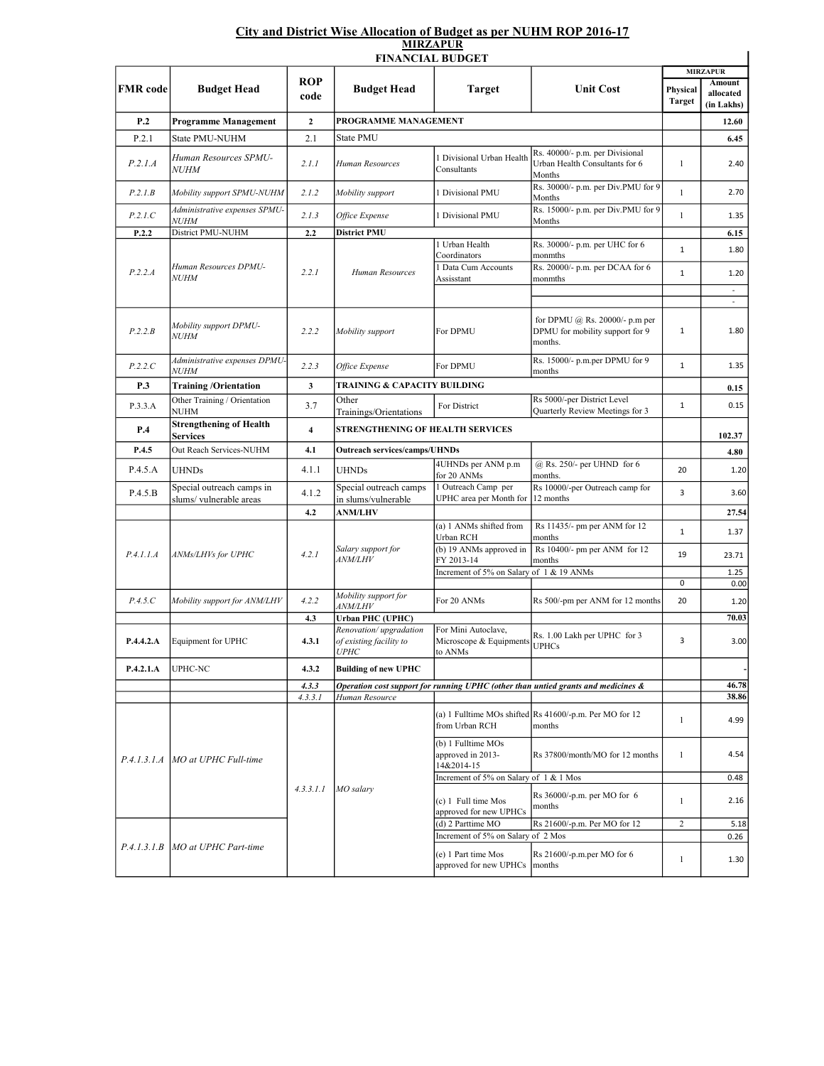## City and District Wise Allocation of Budget as per NUHM ROP 2016-17

### MIRZAPUR

### FINANCIAL BUDGET

| FMR code | Budget Head | ROP code | Budget Head | Target | Unit Cost | MIRZAPUR | |
|---|---|---|---|---|---|---|---|
| | | | | | | Physical Target | Amount allocated (in Lakhs) |
| **P.2** | **Programme Management** | **2** | **PROGRAMME MANAGEMENT** | | | | **12.60** |
| P.2.1 | State PMU-NUHM | 2.1 | State PMU | | | | **6.45** |
| *P.2.1.A* | *Human Resources SPMU-NUHM* | *2.1.1* | *Human Resources* | 1 Divisional Urban Health Consultants | Rs. 40000/- p.m. per Divisional Urban Health Consultants for 6 Months | 1 | 2.40 |
| *P.2.1.B* | *Mobility support SPMU-NUHM* | *2.1.2* | *Mobility support* | 1 Divisional PMU | Rs. 30000/- p.m. per Div.PMU for 9 Months | 1 | 2.70 |
| *P.2.1.C* | *Administrative expenses SPMU-NUHM* | *2.1.3* | *Office Expense* | 1 Divisional PMU | Rs. 15000/- p.m. per Div.PMU for 9 Months | 1 | 1.35 |
| **P.2.2** | District PMU-NUHM | **2.2** | **District PMU** | | | | **6.15** |
| *P.2.2.A* | *Human Resources DPMU-NUHM* | *2.2.1* | *Human Resources* | 1 Urban Health Coordinators | Rs. 30000/- p.m. per UHC for 6 monmths | 1 | 1.80 |
| | | | | 1 Data Cum Accounts Assisstant | Rs. 20000/- p.m. per DCAA for 6 monmths | 1 | 1.20 |
| | | | | | | | - |
| | | | | | | | - |
| *P.2.2.B* | *Mobility support DPMU-NUHM* | *2.2.2* | *Mobility support* | For DPMU | for DPMU @ Rs. 20000/- p.m per DPMU for mobility support for 9 months. | 1 | 1.80 |
| *P.2.2.C* | *Administrative expenses DPMU-NUHM* | *2.2.3* | *Office Expense* | For DPMU | Rs. 15000/- p.m.per DPMU for 9 months | 1 | 1.35 |
| **P.3** | **Training /Orientation** | **3** | **TRAINING & CAPACITY BUILDING** | | | | **0.15** |
| P.3.3.A | Other Training / Orientation NUHM | 3.7 | Other Trainings/Orientations | For District | Rs 5000/-per District Level Quarterly Review Meetings for 3 | 1 | 0.15 |
| **P.4** | **Strengthening of Health Services** | **4** | **STRENGTHENING OF HEALTH SERVICES** | | | | **102.37** |
| **P.4.5** | Out Reach Services-NUHM | **4.1** | **Outreach services/camps/UHNDs** | | | | **4.80** |
| P.4.5.A | UHNDs | 4.1.1 | UHNDs | 4UHNDs per ANM p.m for 20 ANMs | @ Rs. 250/- per UHND for 6 months. | 20 | 1.20 |
| P.4.5.B | Special outreach camps in slums/ vulnerable areas | 4.1.2 | Special outreach camps in slums/vulnerable | 1 Outreach Camp per UPHC area per Month for | Rs 10000/-per Outreach camp for 12 months | 3 | 3.60 |
| | | **4.2** | **ANM/LHV** | | | | **27.54** |
| *P.4.1.1.A* | *ANMs/LHVs for UPHC* | *4.2.1* | *Salary support for ANM/LHV* | (a) 1 ANMs shifted from Urban RCH | Rs 11435/- pm per ANM for 12 months | 1 | 1.37 |
| | | | | (b) 19 ANMs approved in FY 2013-14 | Rs 10400/- pm per ANM for 12 months | 19 | 23.71 |
| | | | | Increment of 5% on Salary of 1 & 19 ANMs | | | 1.25 |
| | | | | | | 0 | 0.00 |
| *P.4.5.C* | *Mobility support for ANM/LHV* | *4.2.2* | *Mobility support for ANM/LHV* | For 20 ANMs | Rs 500/-pm per ANM for 12 months | 20 | 1.20 |
| | | **4.3** | **Urban PHC (UPHC)** | | | | **70.03** |
| **P.4.4.2.A** | Equipment for UPHC | **4.3.1** | *Renovation/ upgradation of existing facility to UPHC* | For Mini Autoclave, Microscope & Equipments to ANMs | Rs. 1.00 Lakh per UPHC for 3 UPHCs | 3 | 3.00 |
| **P.4.2.1.A** | UPHC-NC | **4.3.2** | **Building of new UPHC** | | | | - |
| | | ***4.3.3*** | ***Operation cost support for running UPHC (other than untied grants and medicines &*** | | | | **46.78** |
| | | *4.3.3.1* | *Human Resource* | | | | **38.86** |
| *P.4.1.3.1.A* | *MO at UPHC Full-time* | *4.3.3.1.1* | *MO salary* | (a) 1 Fulltime MOs shifted from Urban RCH | Rs 41600/-p.m. Per MO for 12 months | 1 | 4.99 |
| | | | | (b) 1 Fulltime MOs approved in 2013-14&2014-15 | Rs 37800/month/MO for 12 months | 1 | 4.54 |
| | | | | Increment of 5% on Salary of 1 & 1 Mos | | | 0.48 |
| | | | | (c) 1 Full time Mos approved for new UPHCs | Rs 36000/-p.m. per MO for 6 months | 1 | 2.16 |
| *P.4.1.3.1.B* | *MO at UPHC Part-time* | | | (d) 2 Parttime MO | Rs 21600/-p.m. Per MO for 12 | 2 | 5.18 |
| | | | | Increment of 5% on Salary of 2 Mos | | | 0.26 |
| | | | | (e) 1 Part time Mos approved for new UPHCs | Rs 21600/-p.m.per MO for 6 months | 1 | 1.30 |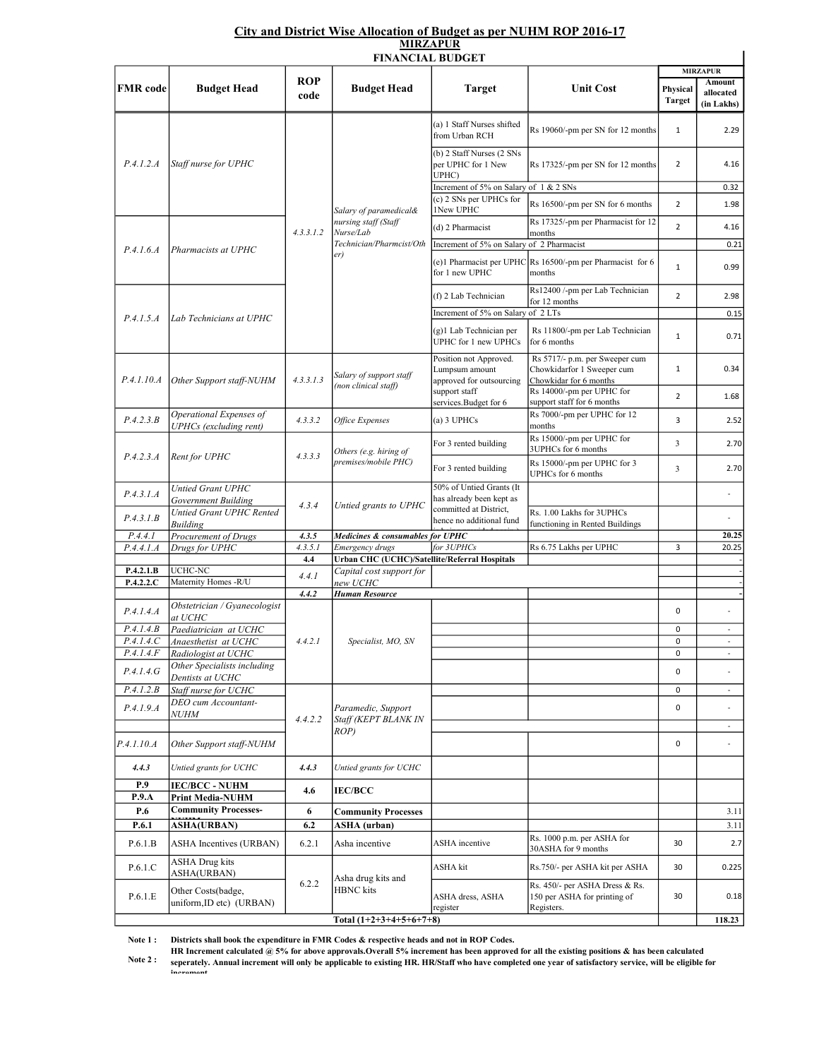## City and District Wise Allocation of Budget as per NUHM ROP 2016-17

### MIRZAPUR

### FINANCIAL BUDGET

| FMR code | Budget Head | ROP code | Budget Head | Target | Unit Cost | MIRZAPUR Physical Target | MIRZAPUR Amount allocated (in Lakhs) |
|---|---|---|---|---|---|---|---|
| P.4.1.2.A | Staff nurse for UPHC | 4.3.3.1.2 | Salary of paramedical& nursing staff (Staff Nurse/Lab Technician/Pharmcist/Other) | (a) 1 Staff Nurses shifted from Urban RCH | Rs 19060/-pm per SN for 12 months | 1 | 2.29 |
| | | | | (b) 2 Staff Nurses (2 SNs per UPHC for 1 New UPHC) | Rs 17325/-pm per SN for 12 months | 2 | 4.16 |
| | | | | Increment of 5% on Salary of 1 & 2 SNs | | | 0.32 |
| | | | | (c) 2 SNs per UPHCs for 1New UPHC | Rs 16500/-pm per SN for 6 months | 2 | 1.98 |
| P.4.1.6.A | Pharmacists at UPHC | | | (d) 2 Pharmacist | Rs 17325/-pm per Pharmacist for 12 months | 2 | 4.16 |
| | | | | Increment of 5% on Salary of 2 Pharmacist | | | 0.21 |
| | | | | (e)1 Pharmacist per UPHC for 1 new UPHC | Rs 16500/-pm per Pharmacist for 6 months | 1 | 0.99 |
| P.4.1.5.A | Lab Technicians at UPHC | | | (f) 2 Lab Technician | Rs12400 /-pm per Lab Technician for 12 months | 2 | 2.98 |
| | | | | Increment of 5% on Salary of 2 LTs | | | 0.15 |
| | | | | (g)1 Lab Technician per UPHC for 1 new UPHCs | Rs 11800/-pm per Lab Technician for 6 months | 1 | 0.71 |
| P.4.1.10.A | Other Support staff-NUHM | 4.3.3.1.3 | Salary of support staff (non clinical staff) | Position not Approved. Lumpsum amount approved for outsourcing support staff services.Budget for 6 | Rs 5717/- p.m. per Sweeper cum Chowkidarfor 1 Sweeper cum Chowkidar for 6 months | 1 | 0.34 |
| | | | | | Rs 14000/-pm per UPHC for support staff for 6 months | 2 | 1.68 |
| P.4.2.3.B | Operational Expenses of UPHCs (excluding rent) | 4.3.3.2 | Office Expenses | (a) 3 UPHCs | Rs 7000/-pm per UPHC for 12 months | 3 | 2.52 |
| P.4.2.3.A | Rent for UPHC | 4.3.3.3 | Others (e.g. hiring of premises/mobile PHC) | For 3 rented building | Rs 15000/-pm per UPHC for 3UPHCs for 6 months | 3 | 2.70 |
| | | | | For 3 rented building | Rs 15000/-pm per UPHC for 3 UPHCs for 6 months | 3 | 2.70 |
| P.4.3.1.A | Untied Grant UPHC Government Building | 4.3.4 | Untied grants to UPHC | 50% of Untied Grants (It has already been kept as committed at District, hence no additional fund | | | - |
| P.4.3.1.B | Untied Grant UPHC Rented Building | | | | Rs. 1.00 Lakhs for 3UPHCs functioning in Rented Buildings | | - |
| P.4.4.1 | Procurement of Drugs | **4.3.5** | **Medicines & consumables for UPHC** | | | | **20.25** |
| P.4.4.1.A | Drugs for UPHC | 4.3.5.1 | Emergency drugs | for 3UPHCs | Rs 6.75 Lakhs per UPHC | 3 | 20.25 |
| | | **4.4** | **Urban CHC (UCHC)/Satellite/Referral Hospitals** | | | | - |
| **P.4.2.1.B** | UCHC-NC | 4.4.1 | Capital cost support for new UCHC | | | | - |
| **P.4.2.2.C** | Maternity Homes -R/U | | | | | | - |
| | | **4.4.2** | **Human Resource** | | | | **-** |
| P.4.1.4.A | Obstetrician / Gyanecologist at UCHC | 4.4.2.1 | Specialist, MO, SN | | | 0 | - |
| P.4.1.4.B | Paediatrician at UCHC | | | | | 0 | - |
| P.4.1.4.C | Anaesthetist at UCHC | | | | | 0 | - |
| P.4.1.4.F | Radiologist at UCHC | | | | | 0 | - |
| P.4.1.4.G | Other Specialists including Dentists at UCHC | | | | | 0 | - |
| P.4.1.2.B | Staff nurse for UCHC | 4.4.2.2 | Paramedic, Support Staff (KEPT BLANK IN ROP) | | | 0 | - |
| P.4.1.9.A | DEO cum Accountant-NUHM | | | | | 0 | - |
| | | | | | | | - |
| P.4.1.10.A | Other Support staff-NUHM | | | | | 0 | - |
| *4.4.3* | Untied grants for UCHC | *4.4.3* | Untied grants for UCHC | | | | |
| **P.9** | **IEC/BCC - NUHM** | 4.6 | **IEC/BCC** | | | | |
| **P.9.A** | **Print Media-NUHM** | | | | | | |
| **P.6** | **Community Processes-NUHM** | **6** | **Community Processes** | | | | 3.11 |
| **P.6.1** | **ASHA(URBAN)** | **6.2** | **ASHA (urban)** | | | | 3.11 |
| P.6.1.B | ASHA Incentives (URBAN) | 6.2.1 | Asha incentive | ASHA incentive | Rs. 1000 p.m. per ASHA for 30ASHA for 9 months | 30 | 2.7 |
| P.6.1.C | ASHA Drug kits ASHA(URBAN) | 6.2.2 | Asha drug kits and HBNC kits | ASHA kit | Rs.750/- per ASHA kit per ASHA | 30 | 0.225 |
| P.6.1.E | Other Costs(badge, uniform,ID etc) (URBAN) | | | ASHA dress, ASHA register | Rs. 450/- per ASHA Dress & Rs. 150 per ASHA for printing of Registers. | 30 | 0.18 |
| | | | **Total (1+2+3+4+5+6+7+8)** | | | | **118.23** |

**Note 1 :** **Districts shall book the expenditure in FMR Codes & respective heads and not in ROP Codes.**

**Note 2 :** **HR Increment calculated @ 5% for above approvals.Overall 5% increment has been approved for all the existing positions & has been calculated seperately. Annual increment will only be applicable to existing HR. HR/Staff who have completed one year of satisfactory service, will be eligible for increment**